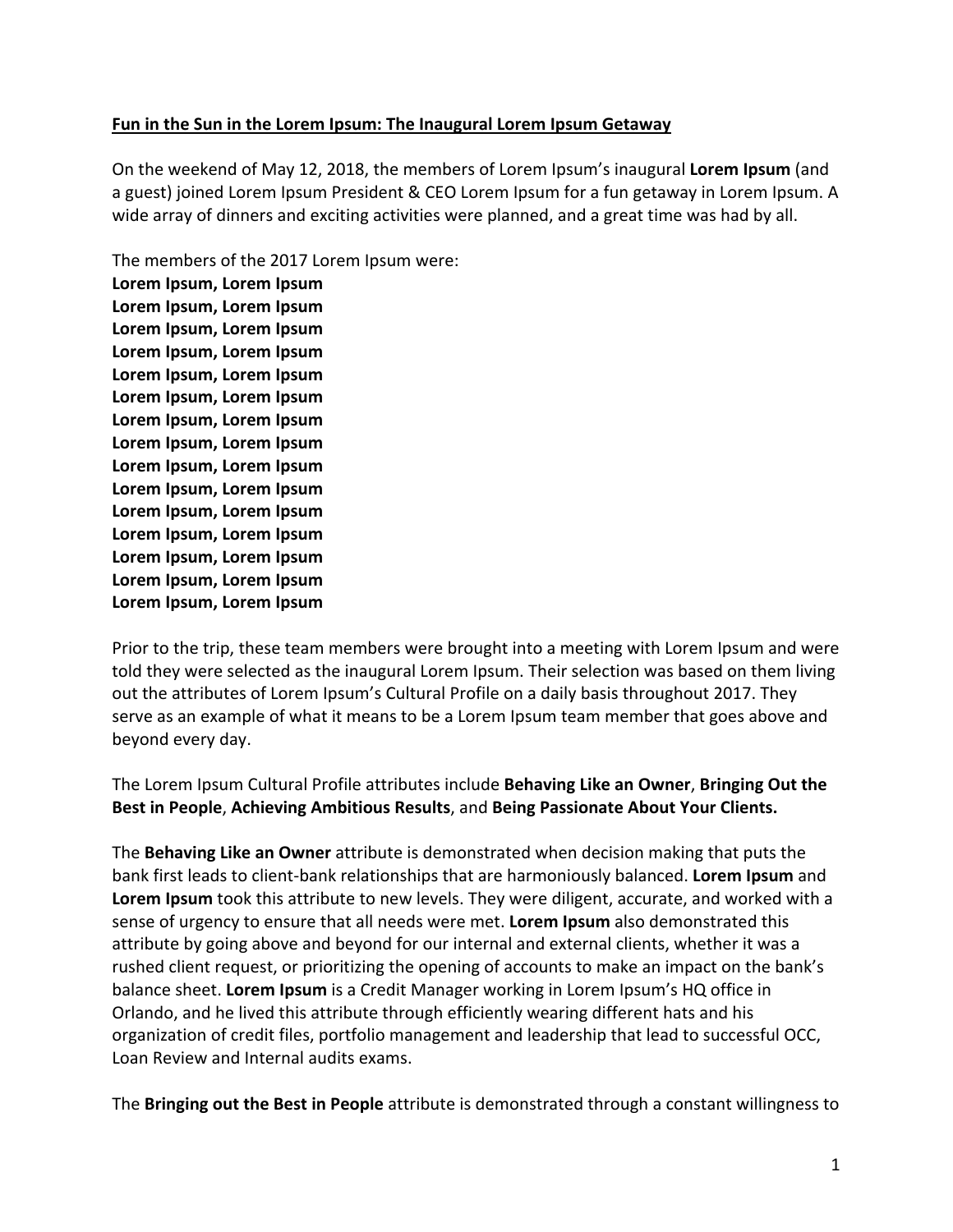**<u>Fun in the Sun in the Lorem Ipsum: The Inaugural Lorem Ipsum Getaway</u>**

On the weekend of May 12, 2018, the members of Lorem Ipsum's inaugural **Lorem Ipsum** (and a guest) joined Lorem Ipsum President & CEO Lorem Ipsum for a fun getaway in Lorem Ipsum. A wide array of dinners and exciting activities were planned, and a great time was had by all.

The members of the 2017 Lorem Ipsum were:
**Lorem Ipsum, Lorem Ipsum**
**Lorem Ipsum, Lorem Ipsum**
**Lorem Ipsum, Lorem Ipsum**
**Lorem Ipsum, Lorem Ipsum**
**Lorem Ipsum, Lorem Ipsum**
**Lorem Ipsum, Lorem Ipsum**
**Lorem Ipsum, Lorem Ipsum**
**Lorem Ipsum, Lorem Ipsum**
**Lorem Ipsum, Lorem Ipsum**
**Lorem Ipsum, Lorem Ipsum**
**Lorem Ipsum, Lorem Ipsum**
**Lorem Ipsum, Lorem Ipsum**
**Lorem Ipsum, Lorem Ipsum**
**Lorem Ipsum, Lorem Ipsum**
**Lorem Ipsum, Lorem Ipsum**

Prior to the trip, these team members were brought into a meeting with Lorem Ipsum and were told they were selected as the inaugural Lorem Ipsum. Their selection was based on them living out the attributes of Lorem Ipsum's Cultural Profile on a daily basis throughout 2017. They serve as an example of what it means to be a Lorem Ipsum team member that goes above and beyond every day.

The Lorem Ipsum Cultural Profile attributes include **Behaving Like an Owner**, **Bringing Out the Best in People**, **Achieving Ambitious Results**, and **Being Passionate About Your Clients.**

The **Behaving Like an Owner** attribute is demonstrated when decision making that puts the bank first leads to client-bank relationships that are harmoniously balanced. **Lorem Ipsum** and **Lorem Ipsum** took this attribute to new levels. They were diligent, accurate, and worked with a sense of urgency to ensure that all needs were met. **Lorem Ipsum** also demonstrated this attribute by going above and beyond for our internal and external clients, whether it was a rushed client request, or prioritizing the opening of accounts to make an impact on the bank's balance sheet. **Lorem Ipsum** is a Credit Manager working in Lorem Ipsum's HQ office in Orlando, and he lived this attribute through efficiently wearing different hats and his organization of credit files, portfolio management and leadership that lead to successful OCC, Loan Review and Internal audits exams.

The **Bringing out the Best in People** attribute is demonstrated through a constant willingness to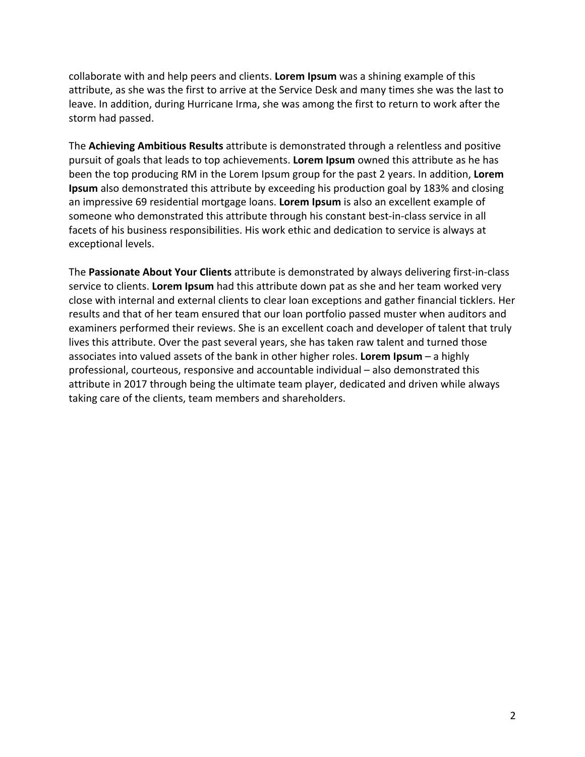collaborate with and help peers and clients. **Lorem Ipsum** was a shining example of this attribute, as she was the first to arrive at the Service Desk and many times she was the last to leave. In addition, during Hurricane Irma, she was among the first to return to work after the storm had passed.

The **Achieving Ambitious Results** attribute is demonstrated through a relentless and positive pursuit of goals that leads to top achievements. **Lorem Ipsum** owned this attribute as he has been the top producing RM in the Lorem Ipsum group for the past 2 years. In addition, **Lorem Ipsum** also demonstrated this attribute by exceeding his production goal by 183% and closing an impressive 69 residential mortgage loans. **Lorem Ipsum** is also an excellent example of someone who demonstrated this attribute through his constant best-in-class service in all facets of his business responsibilities. His work ethic and dedication to service is always at exceptional levels.

The **Passionate About Your Clients** attribute is demonstrated by always delivering first-in-class service to clients. **Lorem Ipsum** had this attribute down pat as she and her team worked very close with internal and external clients to clear loan exceptions and gather financial ticklers. Her results and that of her team ensured that our loan portfolio passed muster when auditors and examiners performed their reviews. She is an excellent coach and developer of talent that truly lives this attribute. Over the past several years, she has taken raw talent and turned those associates into valued assets of the bank in other higher roles. **Lorem Ipsum** – a highly professional, courteous, responsive and accountable individual – also demonstrated this attribute in 2017 through being the ultimate team player, dedicated and driven while always taking care of the clients, team members and shareholders.